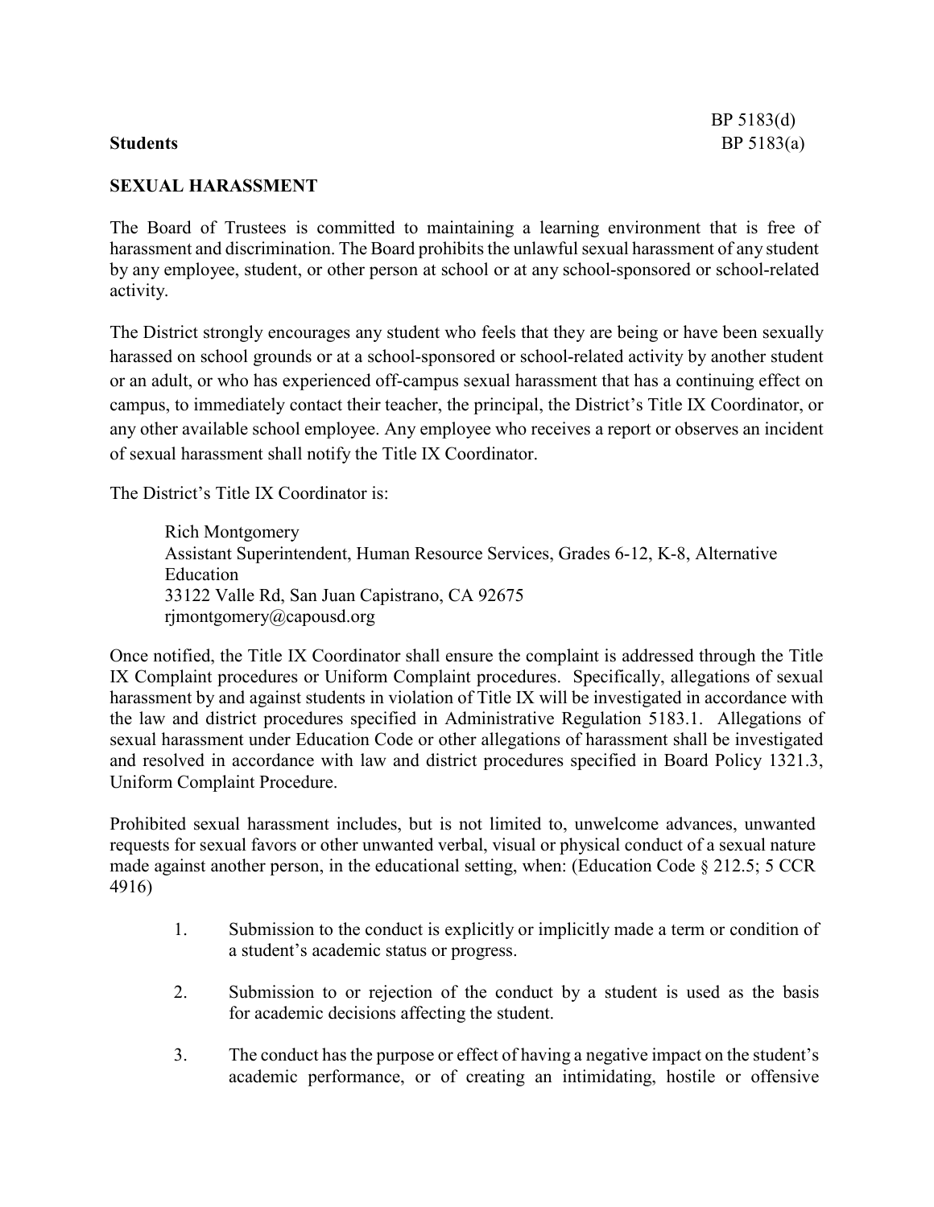BP 5183(d)

**Students** BP 5183(a)

## SEXUAL HARASSMENT

The Board of Trustees is committed to maintaining a learning environment that is free of harassment and discrimination. The Board prohibits the unlawful sexual harassment of any student by any employee, student, or other person at school or at any school-sponsored or school-related activity.

The District strongly encourages any student who feels that they are being or have been sexually harassed on school grounds or at a school-sponsored or school-related activity by another student or an adult, or who has experienced off-campus sexual harassment that has a continuing effect on campus, to immediately contact their teacher, the principal, the District's Title IX Coordinator, or any other available school employee. Any employee who receives a report or observes an incident of sexual harassment shall notify the Title IX Coordinator.

The District's Title IX Coordinator is:

> Rich Montgomery
> Assistant Superintendent, Human Resource Services, Grades 6-12, K-8, Alternative Education
> 33122 Valle Rd, San Juan Capistrano, CA 92675
> rjmontgomery@capousd.org

Once notified, the Title IX Coordinator shall ensure the complaint is addressed through the Title IX Complaint procedures or Uniform Complaint procedures. Specifically, allegations of sexual harassment by and against students in violation of Title IX will be investigated in accordance with the law and district procedures specified in Administrative Regulation 5183.1. Allegations of sexual harassment under Education Code or other allegations of harassment shall be investigated and resolved in accordance with law and district procedures specified in Board Policy 1321.3, Uniform Complaint Procedure.

Prohibited sexual harassment includes, but is not limited to, unwelcome advances, unwanted requests for sexual favors or other unwanted verbal, visual or physical conduct of a sexual nature made against another person, in the educational setting, when: (Education Code § 212.5; 5 CCR 4916)

1. Submission to the conduct is explicitly or implicitly made a term or condition of a student's academic status or progress.
2. Submission to or rejection of the conduct by a student is used as the basis for academic decisions affecting the student.
3. The conduct has the purpose or effect of having a negative impact on the student's academic performance, or of creating an intimidating, hostile or offensive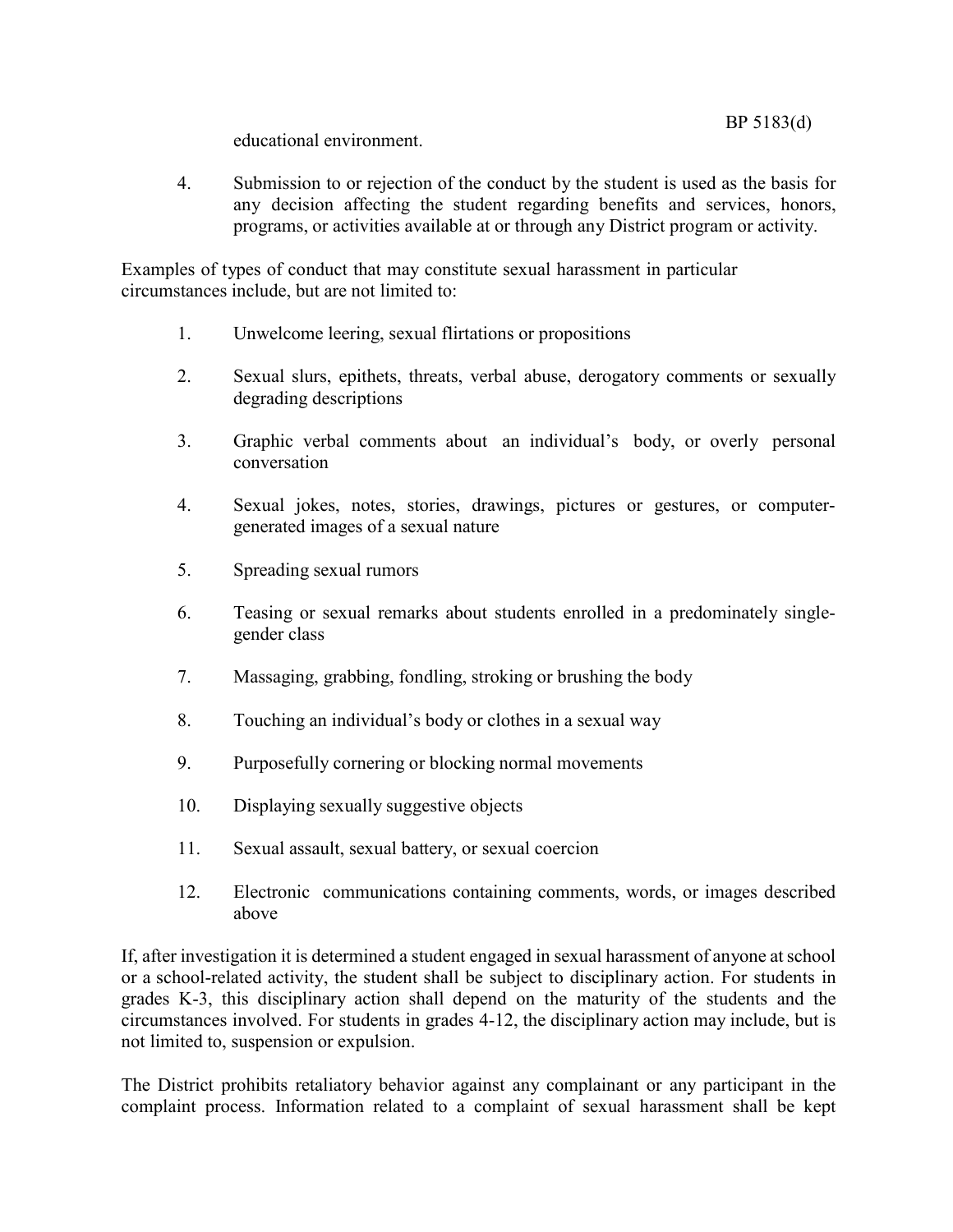educational environment.

4. Submission to or rejection of the conduct by the student is used as the basis for any decision affecting the student regarding benefits and services, honors, programs, or activities available at or through any District program or activity.

Examples of types of conduct that may constitute sexual harassment in particular circumstances include, but are not limited to:

1. Unwelcome leering, sexual flirtations or propositions
2. Sexual slurs, epithets, threats, verbal abuse, derogatory comments or sexually degrading descriptions
3. Graphic verbal comments about an individual's body, or overly personal conversation
4. Sexual jokes, notes, stories, drawings, pictures or gestures, or computer-generated images of a sexual nature
5. Spreading sexual rumors
6. Teasing or sexual remarks about students enrolled in a predominately single-gender class
7. Massaging, grabbing, fondling, stroking or brushing the body
8. Touching an individual's body or clothes in a sexual way
9. Purposefully cornering or blocking normal movements
10. Displaying sexually suggestive objects
11. Sexual assault, sexual battery, or sexual coercion
12. Electronic communications containing comments, words, or images described above

If, after investigation it is determined a student engaged in sexual harassment of anyone at school or a school-related activity, the student shall be subject to disciplinary action. For students in grades K-3, this disciplinary action shall depend on the maturity of the students and the circumstances involved. For students in grades 4-12, the disciplinary action may include, but is not limited to, suspension or expulsion.

The District prohibits retaliatory behavior against any complainant or any participant in the complaint process. Information related to a complaint of sexual harassment shall be kept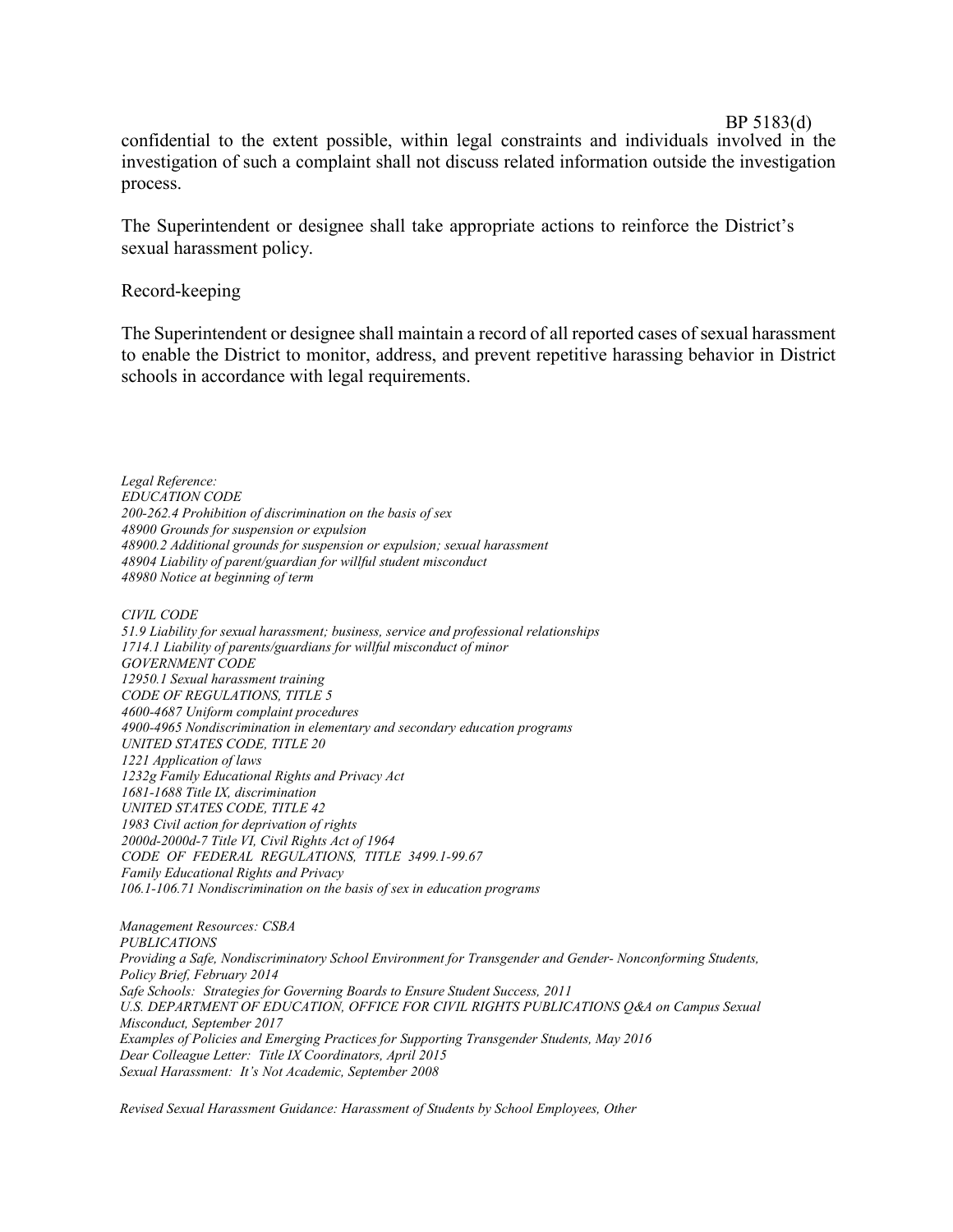confidential to the extent possible, within legal constraints and individuals involved in the investigation of such a complaint shall not discuss related information outside the investigation process.

The Superintendent or designee shall take appropriate actions to reinforce the District's sexual harassment policy.

Record-keeping

The Superintendent or designee shall maintain a record of all reported cases of sexual harassment to enable the District to monitor, address, and prevent repetitive harassing behavior in District schools in accordance with legal requirements.

*Legal Reference:*
*EDUCATION CODE*
*200-262.4 Prohibition of discrimination on the basis of sex*
*48900 Grounds for suspension or expulsion*
*48900.2 Additional grounds for suspension or expulsion; sexual harassment*
*48904 Liability of parent/guardian for willful student misconduct*
*48980 Notice at beginning of term*

*CIVIL CODE*
*51.9 Liability for sexual harassment; business, service and professional relationships*
*1714.1 Liability of parents/guardians for willful misconduct of minor*
*GOVERNMENT CODE*
*12950.1 Sexual harassment training*
*CODE OF REGULATIONS, TITLE 5*
*4600-4687 Uniform complaint procedures*
*4900-4965 Nondiscrimination in elementary and secondary education programs*
*UNITED STATES CODE, TITLE 20*
*1221 Application of laws*
*1232g Family Educational Rights and Privacy Act*
*1681-1688 Title IX, discrimination*
*UNITED STATES CODE, TITLE 42*
*1983 Civil action for deprivation of rights*
*2000d-2000d-7 Title VI, Civil Rights Act of 1964*
*CODE OF FEDERAL REGULATIONS, TITLE 3499.1-99.67*
*Family Educational Rights and Privacy*
*106.1-106.71 Nondiscrimination on the basis of sex in education programs*

*Management Resources: CSBA*
*PUBLICATIONS*
*Providing a Safe, Nondiscriminatory School Environment for Transgender and Gender- Nonconforming Students, Policy Brief, February 2014*
*Safe Schools: Strategies for Governing Boards to Ensure Student Success, 2011*
*U.S. DEPARTMENT OF EDUCATION, OFFICE FOR CIVIL RIGHTS PUBLICATIONS Q&A on Campus Sexual Misconduct, September 2017*
*Examples of Policies and Emerging Practices for Supporting Transgender Students, May 2016*
*Dear Colleague Letter: Title IX Coordinators, April 2015*
*Sexual Harassment: It's Not Academic, September 2008*

*Revised Sexual Harassment Guidance: Harassment of Students by School Employees, Other*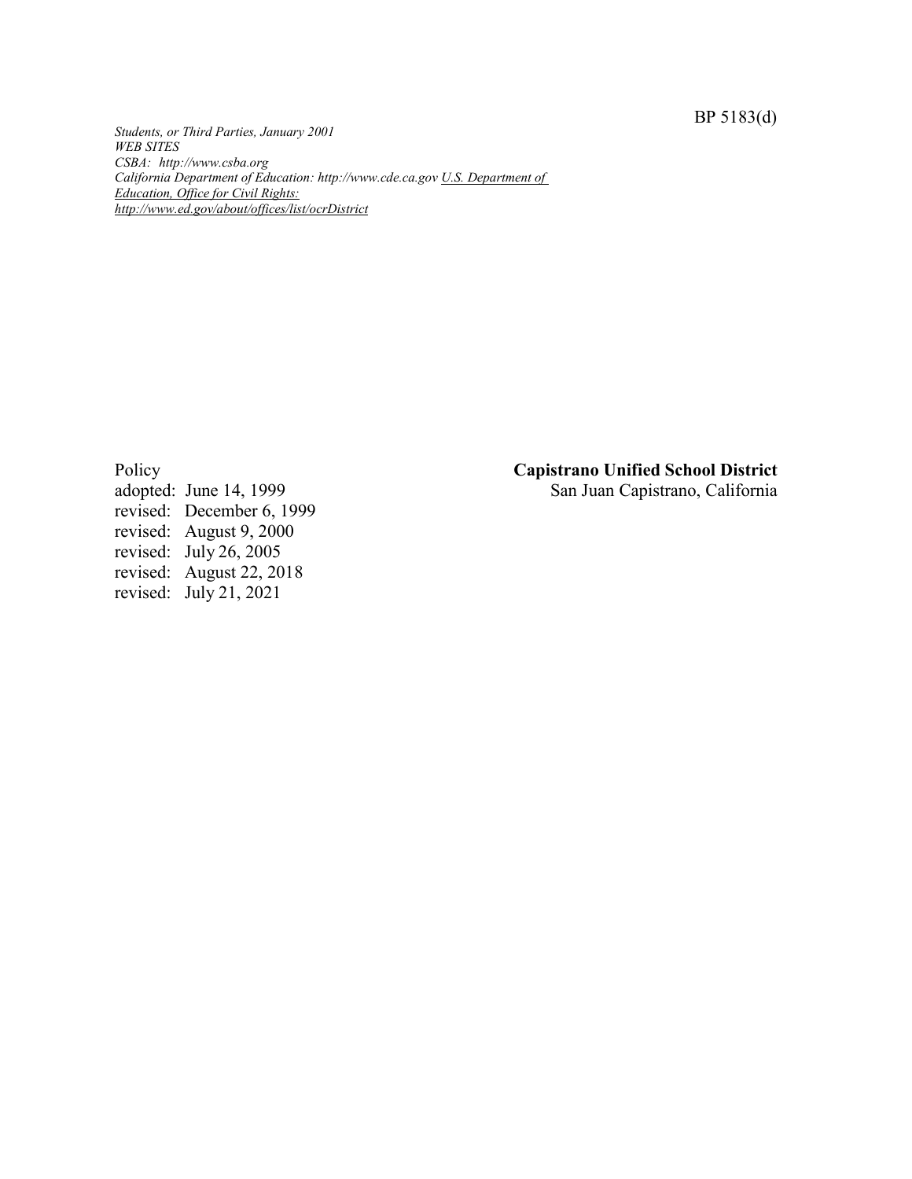*Students, or Third Parties, January 2001*
*WEB SITES*
*CSBA: http://www.csba.org*
*California Department of Education: http://www.cde.ca.gov U.S. Department of Education, Office for Civil Rights: http://www.ed.gov/about/offices/list/ocrDistrict*

Policy
adopted: June 14, 1999
revised: December 6, 1999
revised: August 9, 2000
revised: July 26, 2005
revised: August 22, 2018
revised: July 21, 2021

**Capistrano Unified School District**
San Juan Capistrano, California